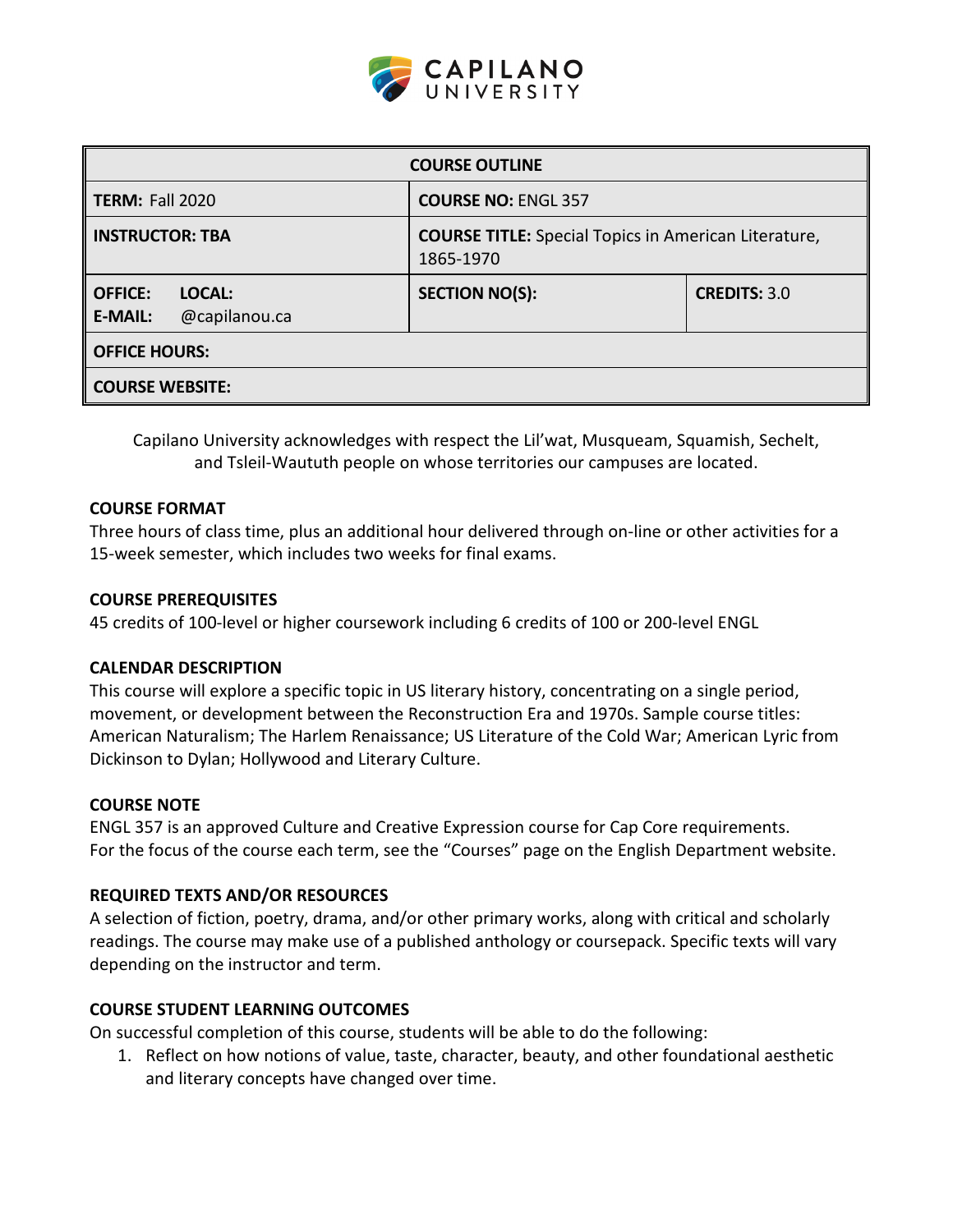CAPILANO UNIVERSITY

| COURSE OUTLINE | | |
|---|---|---|
| **TERM:** Fall 2020 | **COURSE NO:** ENGL 357 | |
| **INSTRUCTOR: TBA** | **COURSE TITLE:** Special Topics in American Literature, 1865-1970 | |
| **OFFICE:** **LOCAL:** **E-MAIL:** @capilanou.ca | **SECTION NO(S):** | **CREDITS:** 3.0 |
| **OFFICE HOURS:** | | |
| **COURSE WEBSITE:** | | |

Capilano University acknowledges with respect the Lil'wat, Musqueam, Squamish, Sechelt, and Tsleil-Waututh people on whose territories our campuses are located.

### COURSE FORMAT

Three hours of class time, plus an additional hour delivered through on-line or other activities for a 15-week semester, which includes two weeks for final exams.

### COURSE PREREQUISITES

45 credits of 100-level or higher coursework including 6 credits of 100 or 200-level ENGL

### CALENDAR DESCRIPTION

This course will explore a specific topic in US literary history, concentrating on a single period, movement, or development between the Reconstruction Era and 1970s. Sample course titles: American Naturalism; The Harlem Renaissance; US Literature of the Cold War; American Lyric from Dickinson to Dylan; Hollywood and Literary Culture.

### COURSE NOTE

ENGL 357 is an approved Culture and Creative Expression course for Cap Core requirements. For the focus of the course each term, see the "Courses" page on the English Department website.

### REQUIRED TEXTS AND/OR RESOURCES

A selection of fiction, poetry, drama, and/or other primary works, along with critical and scholarly readings. The course may make use of a published anthology or coursepack. Specific texts will vary depending on the instructor and term.

### COURSE STUDENT LEARNING OUTCOMES

On successful completion of this course, students will be able to do the following:

1. Reflect on how notions of value, taste, character, beauty, and other foundational aesthetic and literary concepts have changed over time.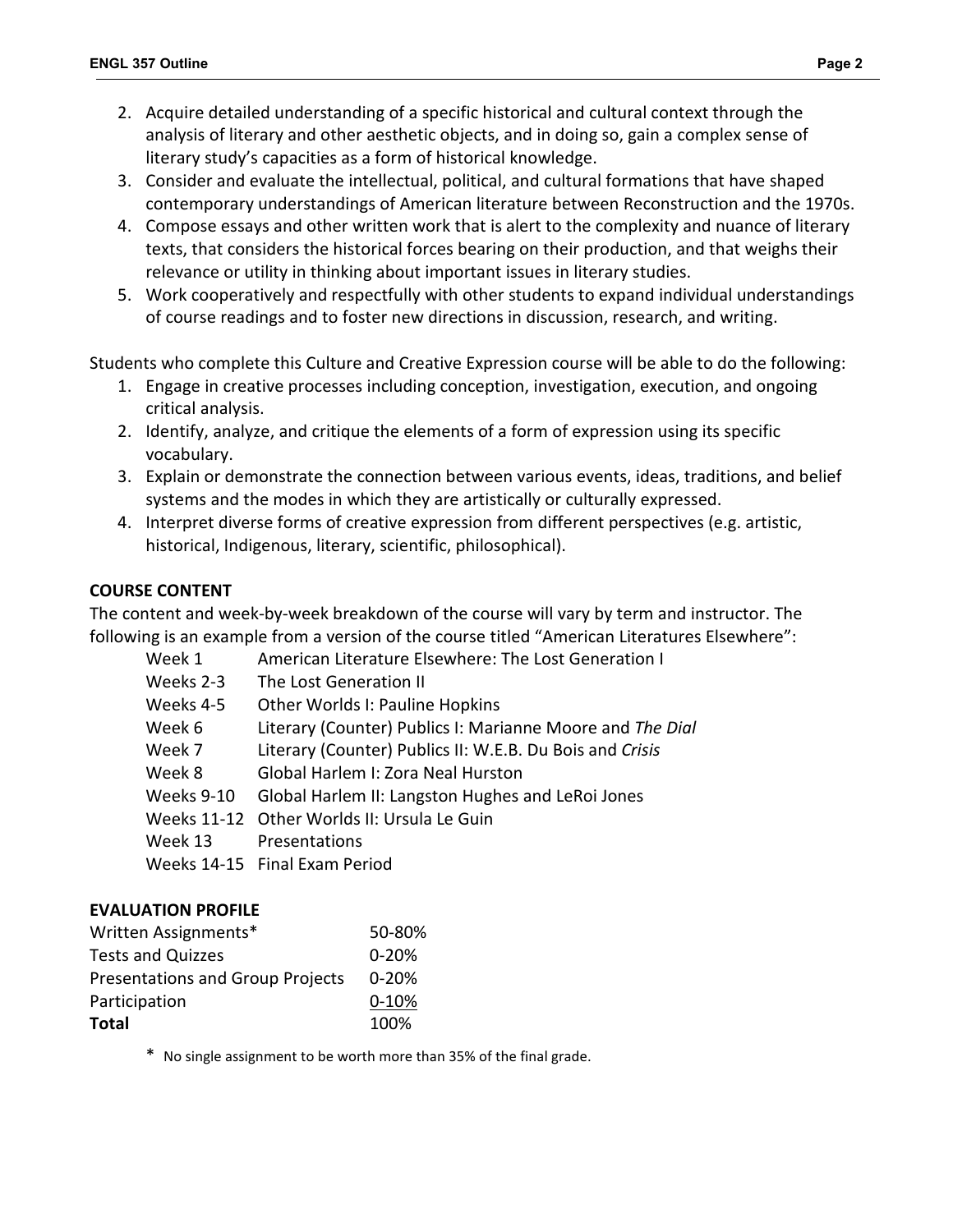2. Acquire detailed understanding of a specific historical and cultural context through the analysis of literary and other aesthetic objects, and in doing so, gain a complex sense of literary study's capacities as a form of historical knowledge.
3. Consider and evaluate the intellectual, political, and cultural formations that have shaped contemporary understandings of American literature between Reconstruction and the 1970s.
4. Compose essays and other written work that is alert to the complexity and nuance of literary texts, that considers the historical forces bearing on their production, and that weighs their relevance or utility in thinking about important issues in literary studies.
5. Work cooperatively and respectfully with other students to expand individual understandings of course readings and to foster new directions in discussion, research, and writing.

Students who complete this Culture and Creative Expression course will be able to do the following:

1. Engage in creative processes including conception, investigation, execution, and ongoing critical analysis.
2. Identify, analyze, and critique the elements of a form of expression using its specific vocabulary.
3. Explain or demonstrate the connection between various events, ideas, traditions, and belief systems and the modes in which they are artistically or culturally expressed.
4. Interpret diverse forms of creative expression from different perspectives (e.g. artistic, historical, Indigenous, literary, scientific, philosophical).

## COURSE CONTENT

The content and week-by-week breakdown of the course will vary by term and instructor. The following is an example from a version of the course titled "American Literatures Elsewhere":

| | |
|---|---|
| Week 1 | American Literature Elsewhere: The Lost Generation I |
| Weeks 2-3 | The Lost Generation II |
| Weeks 4-5 | Other Worlds I: Pauline Hopkins |
| Week 6 | Literary (Counter) Publics I: Marianne Moore and *The Dial* |
| Week 7 | Literary (Counter) Publics II: W.E.B. Du Bois and *Crisis* |
| Week 8 | Global Harlem I: Zora Neal Hurston |
| Weeks 9-10 | Global Harlem II: Langston Hughes and LeRoi Jones |
| Weeks 11-12 | Other Worlds II: Ursula Le Guin |
| Week 13 | Presentations |
| Weeks 14-15 | Final Exam Period |

## EVALUATION PROFILE

| | |
|---|---|
| Written Assignments* | 50-80% |
| Tests and Quizzes | 0-20% |
| Presentations and Group Projects | 0-20% |
| Participation | 0-10% |
| **Total** | 100% |

\* No single assignment to be worth more than 35% of the final grade.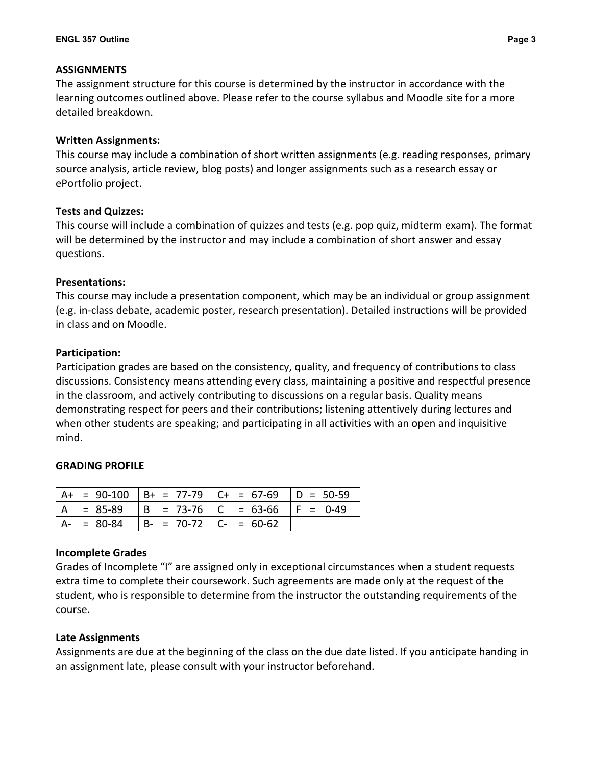## ASSIGNMENTS

The assignment structure for this course is determined by the instructor in accordance with the learning outcomes outlined above. Please refer to the course syllabus and Moodle site for a more detailed breakdown.

### Written Assignments:

This course may include a combination of short written assignments (e.g. reading responses, primary source analysis, article review, blog posts) and longer assignments such as a research essay or ePortfolio project.

### Tests and Quizzes:

This course will include a combination of quizzes and tests (e.g. pop quiz, midterm exam). The format will be determined by the instructor and may include a combination of short answer and essay questions.

### Presentations:

This course may include a presentation component, which may be an individual or group assignment (e.g. in-class debate, academic poster, research presentation). Detailed instructions will be provided in class and on Moodle.

### Participation:

Participation grades are based on the consistency, quality, and frequency of contributions to class discussions. Consistency means attending every class, maintaining a positive and respectful presence in the classroom, and actively contributing to discussions on a regular basis. Quality means demonstrating respect for peers and their contributions; listening attentively during lectures and when other students are speaking; and participating in all activities with an open and inquisitive mind.

## GRADING PROFILE

| | | | |
|---|---|---|---|
| A+ = 90-100 | B+ = 77-79 | C+ = 67-69 | D = 50-59 |
| A = 85-89 | B = 73-76 | C = 63-66 | F = 0-49 |
| A- = 80-84 | B- = 70-72 | C- = 60-62 | |

### Incomplete Grades

Grades of Incomplete "I" are assigned only in exceptional circumstances when a student requests extra time to complete their coursework. Such agreements are made only at the request of the student, who is responsible to determine from the instructor the outstanding requirements of the course.

### Late Assignments

Assignments are due at the beginning of the class on the due date listed. If you anticipate handing in an assignment late, please consult with your instructor beforehand.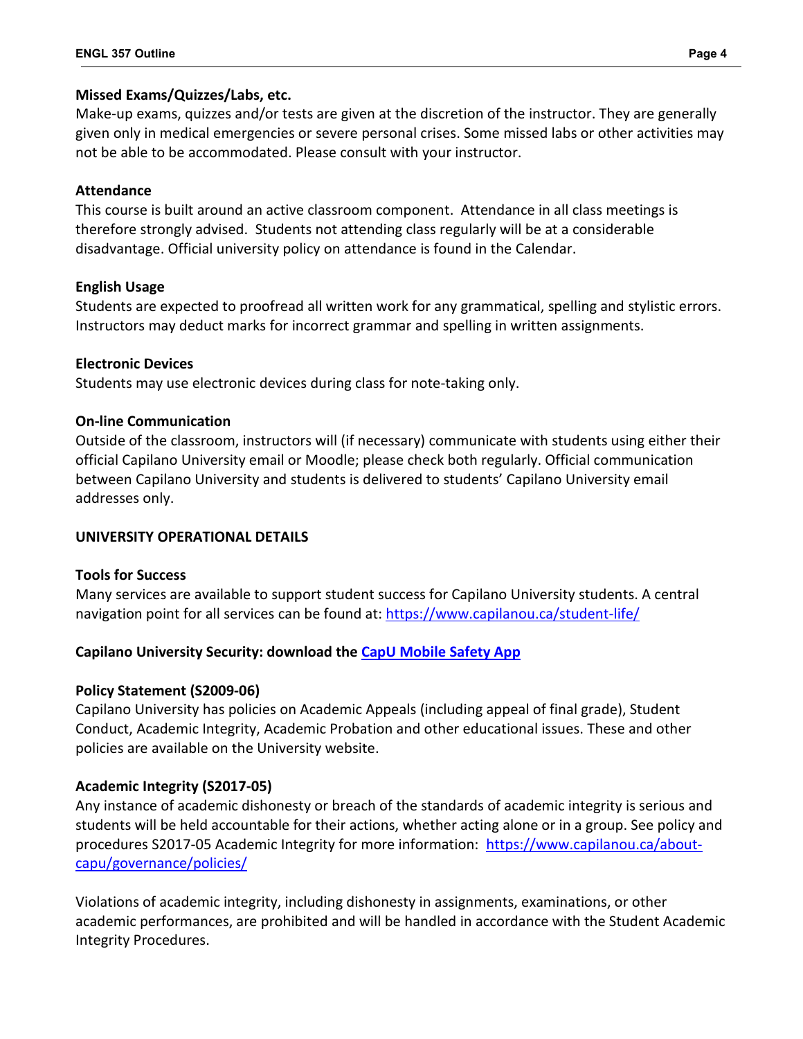**Missed Exams/Quizzes/Labs, etc.**

Make-up exams, quizzes and/or tests are given at the discretion of the instructor. They are generally given only in medical emergencies or severe personal crises. Some missed labs or other activities may not be able to be accommodated. Please consult with your instructor.

**Attendance**

This course is built around an active classroom component. Attendance in all class meetings is therefore strongly advised. Students not attending class regularly will be at a considerable disadvantage. Official university policy on attendance is found in the Calendar.

**English Usage**

Students are expected to proofread all written work for any grammatical, spelling and stylistic errors. Instructors may deduct marks for incorrect grammar and spelling in written assignments.

**Electronic Devices**

Students may use electronic devices during class for note-taking only.

**On-line Communication**

Outside of the classroom, instructors will (if necessary) communicate with students using either their official Capilano University email or Moodle; please check both regularly. Official communication between Capilano University and students is delivered to students' Capilano University email addresses only.

**UNIVERSITY OPERATIONAL DETAILS**

**Tools for Success**

Many services are available to support student success for Capilano University students. A central navigation point for all services can be found at: https://www.capilanou.ca/student-life/

**Capilano University Security: download the CapU Mobile Safety App**

**Policy Statement (S2009-06)**

Capilano University has policies on Academic Appeals (including appeal of final grade), Student Conduct, Academic Integrity, Academic Probation and other educational issues. These and other policies are available on the University website.

**Academic Integrity (S2017-05)**

Any instance of academic dishonesty or breach of the standards of academic integrity is serious and students will be held accountable for their actions, whether acting alone or in a group. See policy and procedures S2017-05 Academic Integrity for more information: https://www.capilanou.ca/about-capu/governance/policies/

Violations of academic integrity, including dishonesty in assignments, examinations, or other academic performances, are prohibited and will be handled in accordance with the Student Academic Integrity Procedures.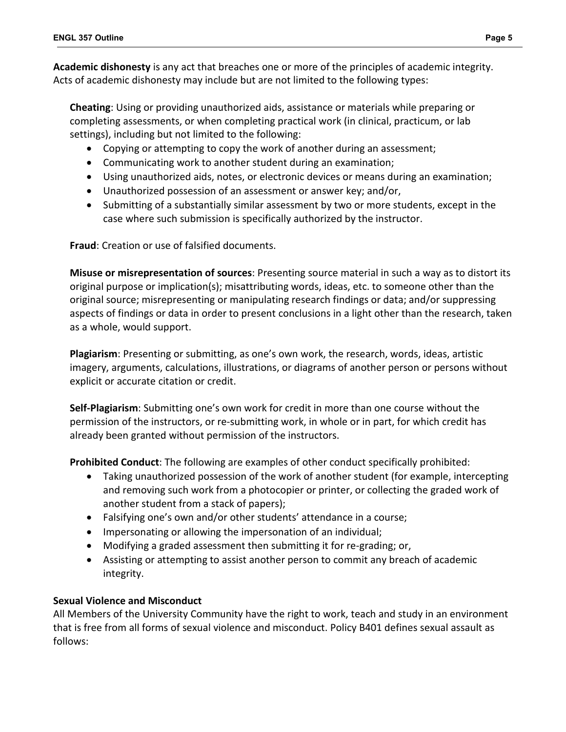**Academic dishonesty** is any act that breaches one or more of the principles of academic integrity. Acts of academic dishonesty may include but are not limited to the following types:

**Cheating**: Using or providing unauthorized aids, assistance or materials while preparing or completing assessments, or when completing practical work (in clinical, practicum, or lab settings), including but not limited to the following:

- Copying or attempting to copy the work of another during an assessment;
- Communicating work to another student during an examination;
- Using unauthorized aids, notes, or electronic devices or means during an examination;
- Unauthorized possession of an assessment or answer key; and/or,
- Submitting of a substantially similar assessment by two or more students, except in the case where such submission is specifically authorized by the instructor.

**Fraud**: Creation or use of falsified documents.

**Misuse or misrepresentation of sources**: Presenting source material in such a way as to distort its original purpose or implication(s); misattributing words, ideas, etc. to someone other than the original source; misrepresenting or manipulating research findings or data; and/or suppressing aspects of findings or data in order to present conclusions in a light other than the research, taken as a whole, would support.

**Plagiarism**: Presenting or submitting, as one's own work, the research, words, ideas, artistic imagery, arguments, calculations, illustrations, or diagrams of another person or persons without explicit or accurate citation or credit.

**Self-Plagiarism**: Submitting one's own work for credit in more than one course without the permission of the instructors, or re-submitting work, in whole or in part, for which credit has already been granted without permission of the instructors.

**Prohibited Conduct**: The following are examples of other conduct specifically prohibited:

- Taking unauthorized possession of the work of another student (for example, intercepting and removing such work from a photocopier or printer, or collecting the graded work of another student from a stack of papers);
- Falsifying one's own and/or other students' attendance in a course;
- Impersonating or allowing the impersonation of an individual;
- Modifying a graded assessment then submitting it for re-grading; or,
- Assisting or attempting to assist another person to commit any breach of academic integrity.

**Sexual Violence and Misconduct**

All Members of the University Community have the right to work, teach and study in an environment that is free from all forms of sexual violence and misconduct. Policy B401 defines sexual assault as follows: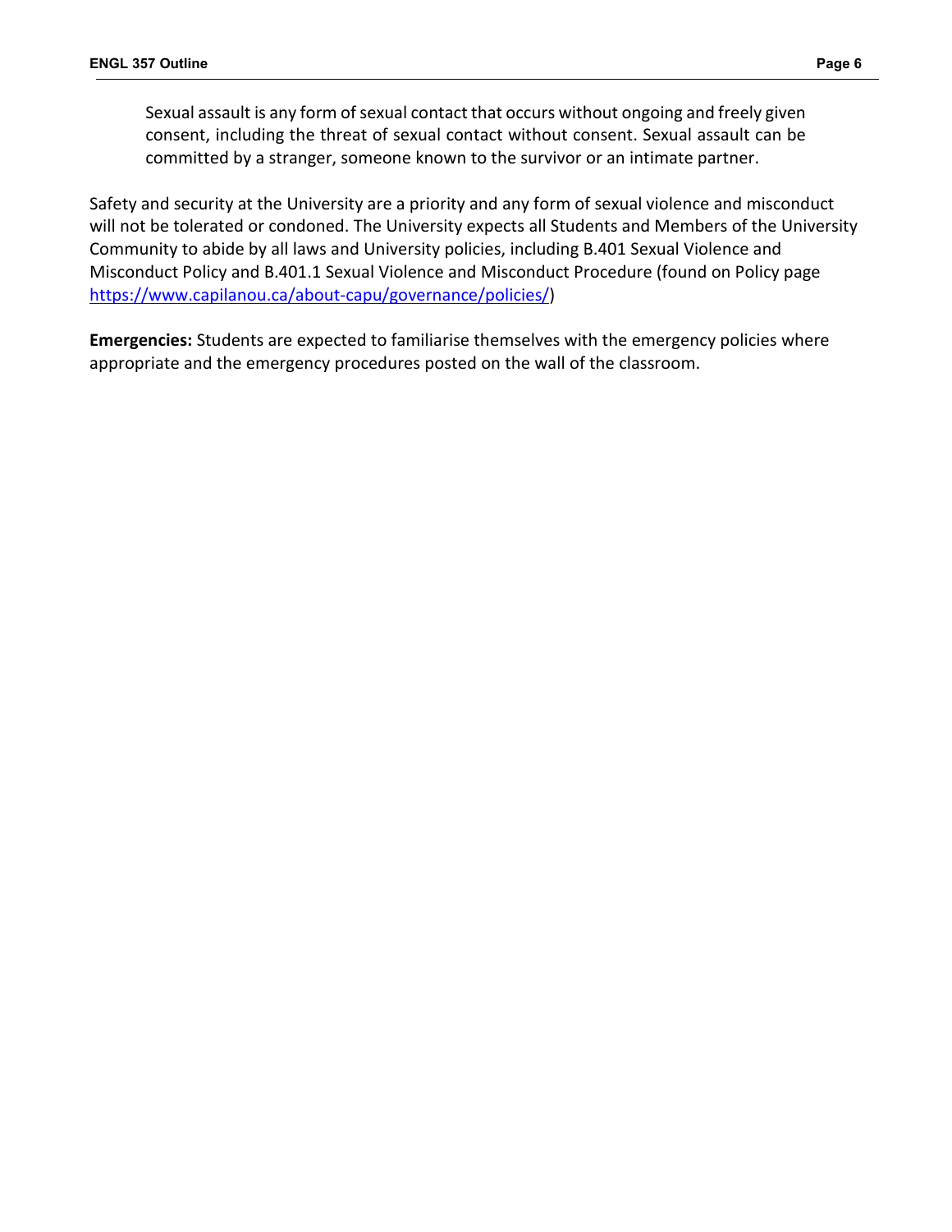> Sexual assault is any form of sexual contact that occurs without ongoing and freely given consent, including the threat of sexual contact without consent. Sexual assault can be committed by a stranger, someone known to the survivor or an intimate partner.

Safety and security at the University are a priority and any form of sexual violence and misconduct will not be tolerated or condoned. The University expects all Students and Members of the University Community to abide by all laws and University policies, including B.401 Sexual Violence and Misconduct Policy and B.401.1 Sexual Violence and Misconduct Procedure (found on Policy page https://www.capilanou.ca/about-capu/governance/policies/)

**Emergencies:** Students are expected to familiarise themselves with the emergency policies where appropriate and the emergency procedures posted on the wall of the classroom.